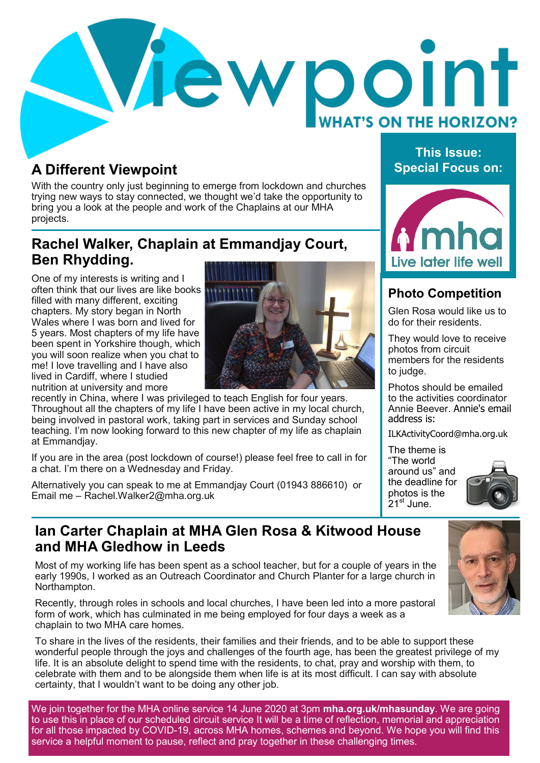# Viewpoint

**WHAT'S ON THE HORIZON?**

## A Different Viewpoint

With the country only just beginning to emerge from lockdown and churches trying new ways to stay connected, we thought we'd take the opportunity to bring you a look at the people and work of the Chaplains at our MHA projects.

## Rachel Walker, Chaplain at Emmandjay Court, Ben Rhydding.

One of my interests is writing and I often think that our lives are like books filled with many different, exciting chapters. My story began in North Wales where I was born and lived for 5 years. Most chapters of my life have been spent in Yorkshire though, which you will soon realize when you chat to me! I love travelling and I have also lived in Cardiff, where I studied nutrition at university and more recently in China, where I was privileged to teach English for four years. Throughout all the chapters of my life I have been active in my local church, being involved in pastoral work, taking part in services and Sunday school teaching. I'm now looking forward to this new chapter of my life as chaplain at Emmandjay.

If you are in the area (post lockdown of course!) please feel free to call in for a chat. I'm there on a Wednesday and Friday.

Alternatively you can speak to me at Emmandjay Court (01943 886610) or Email me – Rachel.Walker2@mha.org.uk

**This Issue: Special Focus on:**

mha — Live later life well

## Photo Competition

Glen Rosa would like us to do for their residents.

They would love to receive photos from circuit members for the residents to judge.

Photos should be emailed to the activities coordinator Annie Beever. Annie's email address is:

ILKActivityCoord@mha.org.uk

The theme is "The world around us" and the deadline for photos is the 21st June.

## Ian Carter Chaplain at MHA Glen Rosa & Kitwood House and MHA Gledhow in Leeds

Most of my working life has been spent as a school teacher, but for a couple of years in the early 1990s, I worked as an Outreach Coordinator and Church Planter for a large church in Northampton.

Recently, through roles in schools and local churches, I have been led into a more pastoral form of work, which has culminated in me being employed for four days a week as a chaplain to two MHA care homes.

To share in the lives of the residents, their families and their friends, and to be able to support these wonderful people through the joys and challenges of the fourth age, has been the greatest privilege of my life. It is an absolute delight to spend time with the residents, to chat, pray and worship with them, to celebrate with them and to be alongside them when life is at its most difficult. I can say with absolute certainty, that I wouldn't want to be doing any other job.

We join together for the MHA online service 14 June 2020 at 3pm **mha.org.uk/mhasunday**. We are going to use this in place of our scheduled circuit service It will be a time of reflection, memorial and appreciation for all those impacted by COVID-19, across MHA homes, schemes and beyond. We hope you will find this service a helpful moment to pause, reflect and pray together in these challenging times.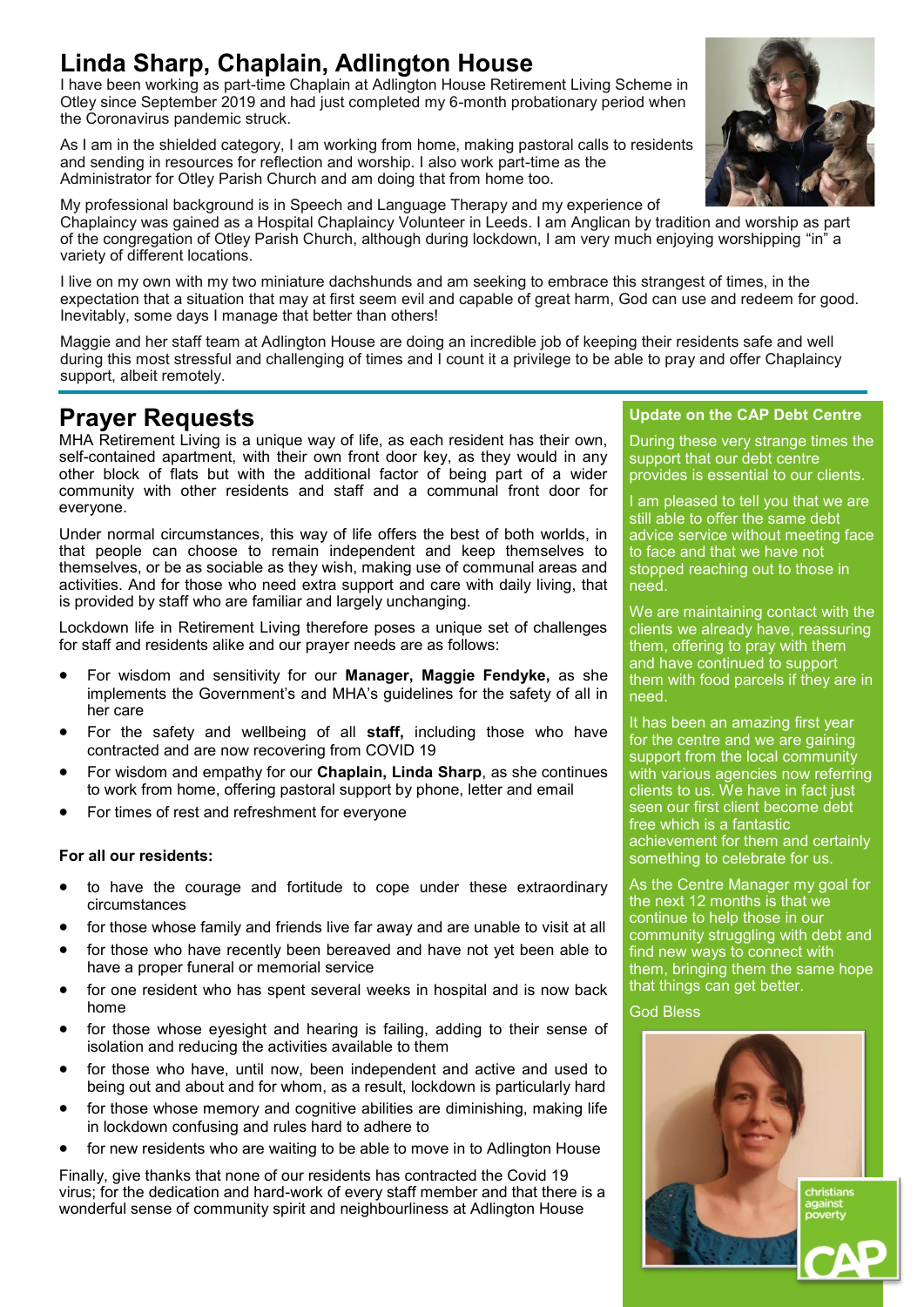# Linda Sharp, Chaplain, Adlington House

I have been working as part-time Chaplain at Adlington House Retirement Living Scheme in Otley since September 2019 and had just completed my 6-month probationary period when the Coronavirus pandemic struck.

As I am in the shielded category, I am working from home, making pastoral calls to residents and sending in resources for reflection and worship. I also work part-time as the Administrator for Otley Parish Church and am doing that from home too.

My professional background is in Speech and Language Therapy and my experience of Chaplaincy was gained as a Hospital Chaplaincy Volunteer in Leeds. I am Anglican by tradition and worship as part of the congregation of Otley Parish Church, although during lockdown, I am very much enjoying worshipping "in" a variety of different locations.

I live on my own with my two miniature dachshunds and am seeking to embrace this strangest of times, in the expectation that a situation that may at first seem evil and capable of great harm, God can use and redeem for good. Inevitably, some days I manage that better than others!

Maggie and her staff team at Adlington House are doing an incredible job of keeping their residents safe and well during this most stressful and challenging of times and I count it a privilege to be able to pray and offer Chaplaincy support, albeit remotely.

# Prayer Requests

MHA Retirement Living is a unique way of life, as each resident has their own, self-contained apartment, with their own front door key, as they would in any other block of flats but with the additional factor of being part of a wider community with other residents and staff and a communal front door for everyone.

Under normal circumstances, this way of life offers the best of both worlds, in that people can choose to remain independent and keep themselves to themselves, or be as sociable as they wish, making use of communal areas and activities. And for those who need extra support and care with daily living, that is provided by staff who are familiar and largely unchanging.

Lockdown life in Retirement Living therefore poses a unique set of challenges for staff and residents alike and our prayer needs are as follows:

- For wisdom and sensitivity for our **Manager, Maggie Fendyke,** as she implements the Government's and MHA's guidelines for the safety of all in her care
- For the safety and wellbeing of all **staff,** including those who have contracted and are now recovering from COVID 19
- For wisdom and empathy for our **Chaplain, Linda Sharp**, as she continues to work from home, offering pastoral support by phone, letter and email
- For times of rest and refreshment for everyone

**For all our residents:**

- to have the courage and fortitude to cope under these extraordinary circumstances
- for those whose family and friends live far away and are unable to visit at all
- for those who have recently been bereaved and have not yet been able to have a proper funeral or memorial service
- for one resident who has spent several weeks in hospital and is now back home
- for those whose eyesight and hearing is failing, adding to their sense of isolation and reducing the activities available to them
- for those who have, until now, been independent and active and used to being out and about and for whom, as a result, lockdown is particularly hard
- for those whose memory and cognitive abilities are diminishing, making life in lockdown confusing and rules hard to adhere to
- for new residents who are waiting to be able to move in to Adlington House

Finally, give thanks that none of our residents has contracted the Covid 19 virus; for the dedication and hard-work of every staff member and that there is a wonderful sense of community spirit and neighbourliness at Adlington House

### Update on the CAP Debt Centre

During these very strange times the support that our debt centre provides is essential to our clients.

I am pleased to tell you that we are still able to offer the same debt advice service without meeting face to face and that we have not stopped reaching out to those in need.

We are maintaining contact with the clients we already have, reassuring them, offering to pray with them and have continued to support them with food parcels if they are in need.

It has been an amazing first year for the centre and we are gaining support from the local community with various agencies now referring clients to us. We have in fact just seen our first client become debt free which is a fantastic achievement for them and certainly something to celebrate for us.

As the Centre Manager my goal for the next 12 months is that we continue to help those in our community struggling with debt and find new ways to connect with them, bringing them the same hope that things can get better.

God Bless